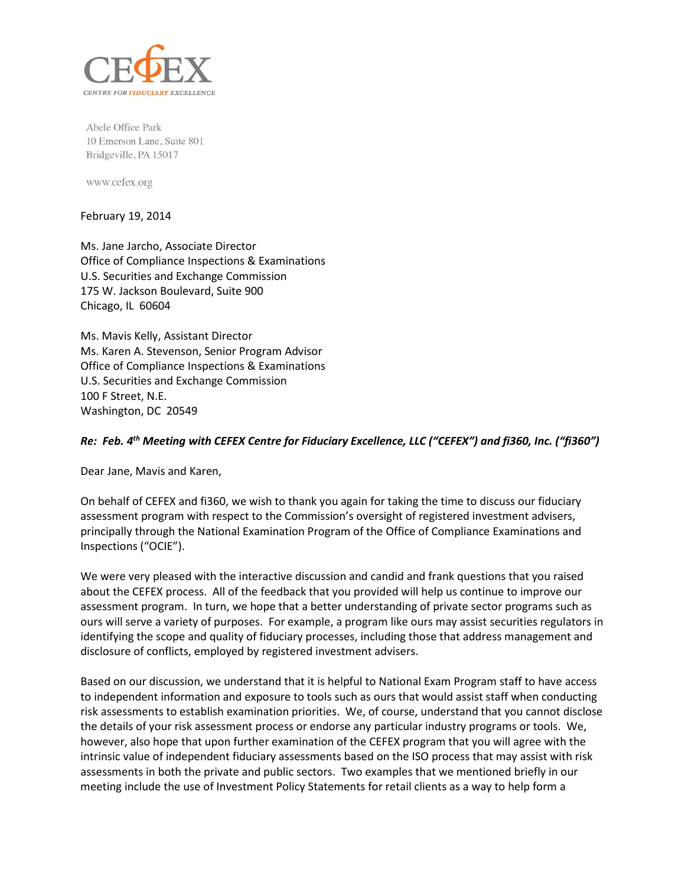CEFEX
CENTRE FOR FIDUCIARY EXCELLENCE

Abele Office Park
10 Emerson Lane, Suite 801
Bridgeville, PA 15017

www.cefex.org

February 19, 2014

Ms. Jane Jarcho, Associate Director
Office of Compliance Inspections & Examinations
U.S. Securities and Exchange Commission
175 W. Jackson Boulevard, Suite 900
Chicago, IL 60604

Ms. Mavis Kelly, Assistant Director
Ms. Karen A. Stevenson, Senior Program Advisor
Office of Compliance Inspections & Examinations
U.S. Securities and Exchange Commission
100 F Street, N.E.
Washington, DC 20549

***Re: Feb. 4th Meeting with CEFEX Centre for Fiduciary Excellence, LLC ("CEFEX") and fi360, Inc. ("fi360")***

Dear Jane, Mavis and Karen,

On behalf of CEFEX and fi360, we wish to thank you again for taking the time to discuss our fiduciary assessment program with respect to the Commission's oversight of registered investment advisers, principally through the National Examination Program of the Office of Compliance Examinations and Inspections ("OCIE").

We were very pleased with the interactive discussion and candid and frank questions that you raised about the CEFEX process. All of the feedback that you provided will help us continue to improve our assessment program. In turn, we hope that a better understanding of private sector programs such as ours will serve a variety of purposes. For example, a program like ours may assist securities regulators in identifying the scope and quality of fiduciary processes, including those that address management and disclosure of conflicts, employed by registered investment advisers.

Based on our discussion, we understand that it is helpful to National Exam Program staff to have access to independent information and exposure to tools such as ours that would assist staff when conducting risk assessments to establish examination priorities. We, of course, understand that you cannot disclose the details of your risk assessment process or endorse any particular industry programs or tools. We, however, also hope that upon further examination of the CEFEX program that you will agree with the intrinsic value of independent fiduciary assessments based on the ISO process that may assist with risk assessments in both the private and public sectors. Two examples that we mentioned briefly in our meeting include the use of Investment Policy Statements for retail clients as a way to help form a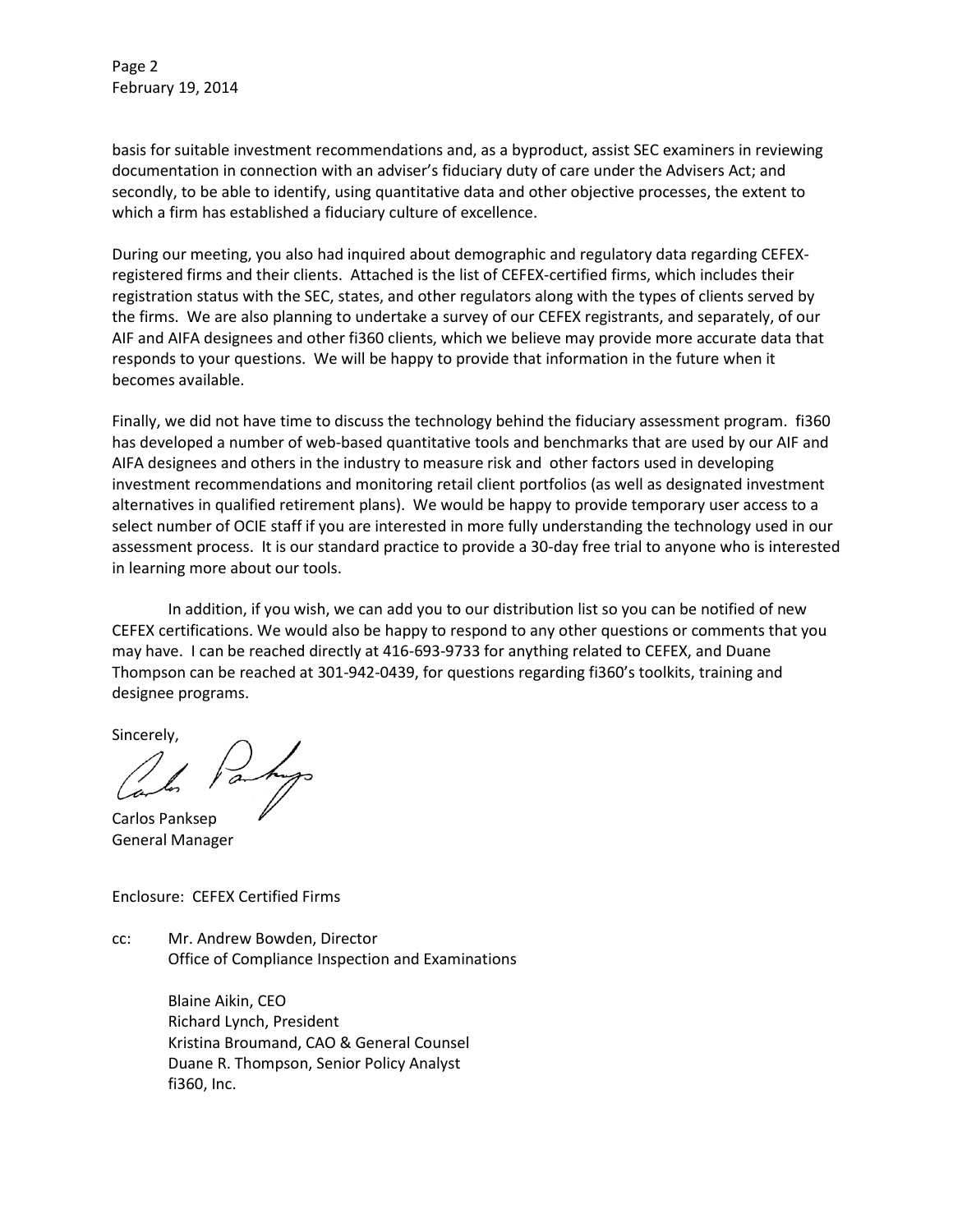basis for suitable investment recommendations and, as a byproduct, assist SEC examiners in reviewing documentation in connection with an adviser's fiduciary duty of care under the Advisers Act; and secondly, to be able to identify, using quantitative data and other objective processes, the extent to which a firm has established a fiduciary culture of excellence.

During our meeting, you also had inquired about demographic and regulatory data regarding CEFEX-registered firms and their clients. Attached is the list of CEFEX-certified firms, which includes their registration status with the SEC, states, and other regulators along with the types of clients served by the firms. We are also planning to undertake a survey of our CEFEX registrants, and separately, of our AIF and AIFA designees and other fi360 clients, which we believe may provide more accurate data that responds to your questions. We will be happy to provide that information in the future when it becomes available.

Finally, we did not have time to discuss the technology behind the fiduciary assessment program. fi360 has developed a number of web-based quantitative tools and benchmarks that are used by our AIF and AIFA designees and others in the industry to measure risk and other factors used in developing investment recommendations and monitoring retail client portfolios (as well as designated investment alternatives in qualified retirement plans). We would be happy to provide temporary user access to a select number of OCIE staff if you are interested in more fully understanding the technology used in our assessment process. It is our standard practice to provide a 30-day free trial to anyone who is interested in learning more about our tools.

In addition, if you wish, we can add you to our distribution list so you can be notified of new CEFEX certifications. We would also be happy to respond to any other questions or comments that you may have. I can be reached directly at 416-693-9733 for anything related to CEFEX, and Duane Thompson can be reached at 301-942-0439, for questions regarding fi360's toolkits, training and designee programs.

Sincerely,

Carlos Panksep
General Manager

Enclosure: CEFEX Certified Firms

cc: Mr. Andrew Bowden, Director
Office of Compliance Inspection and Examinations

Blaine Aikin, CEO
Richard Lynch, President
Kristina Broumand, CAO & General Counsel
Duane R. Thompson, Senior Policy Analyst
fi360, Inc.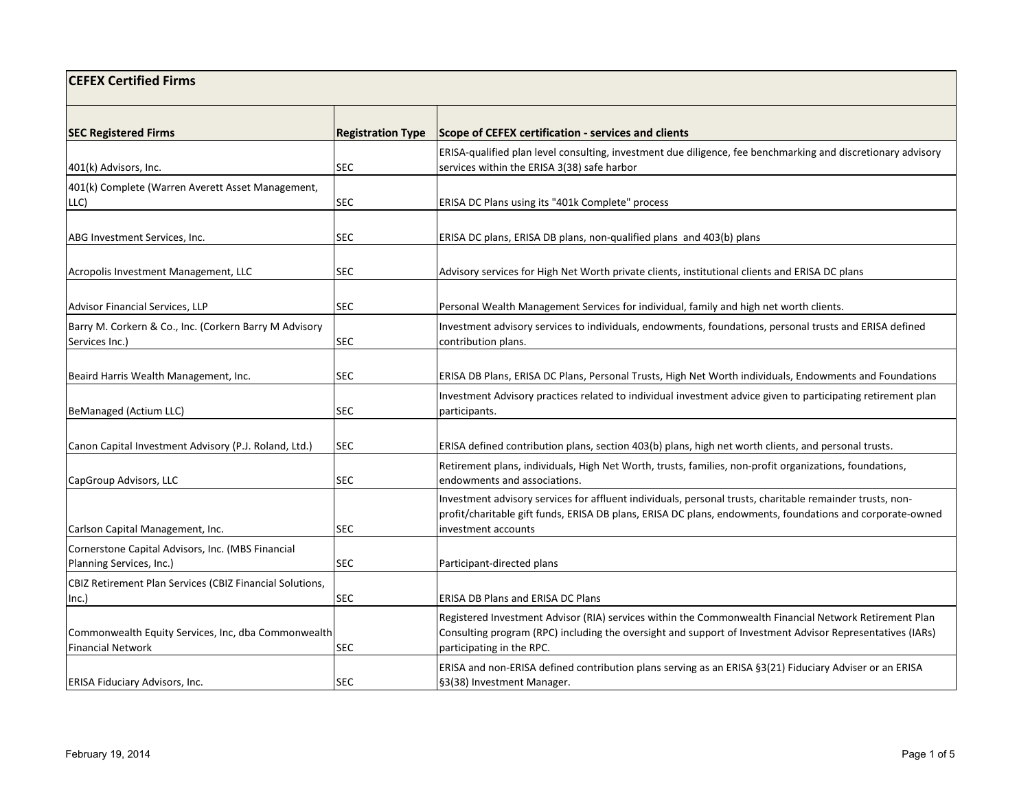| CEFEX Certified Firms | | |
|---|---|---|
| **SEC Registered Firms** | **Registration Type** | **Scope of CEFEX certification - services and clients** |
| 401(k) Advisors, Inc. | SEC | ERISA-qualified plan level consulting, investment due diligence, fee benchmarking and discretionary advisory services within the ERISA 3(38) safe harbor |
| 401(k) Complete (Warren Averett Asset Management, LLC) | SEC | ERISA DC Plans using its "401k Complete" process |
| ABG Investment Services, Inc. | SEC | ERISA DC plans, ERISA DB plans, non-qualified plans and 403(b) plans |
| Acropolis Investment Management, LLC | SEC | Advisory services for High Net Worth private clients, institutional clients and ERISA DC plans |
| Advisor Financial Services, LLP | SEC | Personal Wealth Management Services for individual, family and high net worth clients. |
| Barry M. Corkern & Co., Inc. (Corkern Barry M Advisory Services Inc.) | SEC | Investment advisory services to individuals, endowments, foundations, personal trusts and ERISA defined contribution plans. |
| Beaird Harris Wealth Management, Inc. | SEC | ERISA DB Plans, ERISA DC Plans, Personal Trusts, High Net Worth individuals, Endowments and Foundations |
| BeManaged (Actium LLC) | SEC | Investment Advisory practices related to individual investment advice given to participating retirement plan participants. |
| Canon Capital Investment Advisory (P.J. Roland, Ltd.) | SEC | ERISA defined contribution plans, section 403(b) plans, high net worth clients, and personal trusts. |
| CapGroup Advisors, LLC | SEC | Retirement plans, individuals, High Net Worth, trusts, families, non-profit organizations, foundations, endowments and associations. |
| Carlson Capital Management, Inc. | SEC | Investment advisory services for affluent individuals, personal trusts, charitable remainder trusts, non-profit/charitable gift funds, ERISA DB plans, ERISA DC plans, endowments, foundations and corporate-owned investment accounts |
| Cornerstone Capital Advisors, Inc. (MBS Financial Planning Services, Inc.) | SEC | Participant-directed plans |
| CBIZ Retirement Plan Services (CBIZ Financial Solutions, Inc.) | SEC | ERISA DB Plans and ERISA DC Plans |
| Commonwealth Equity Services, Inc, dba Commonwealth Financial Network | SEC | Registered Investment Advisor (RIA) services within the Commonwealth Financial Network Retirement Plan Consulting program (RPC) including the oversight and support of Investment Advisor Representatives (IARs) participating in the RPC. |
| ERISA Fiduciary Advisors, Inc. | SEC | ERISA and non-ERISA defined contribution plans serving as an ERISA §3(21) Fiduciary Adviser or an ERISA §3(38) Investment Manager. |

February 19, 2014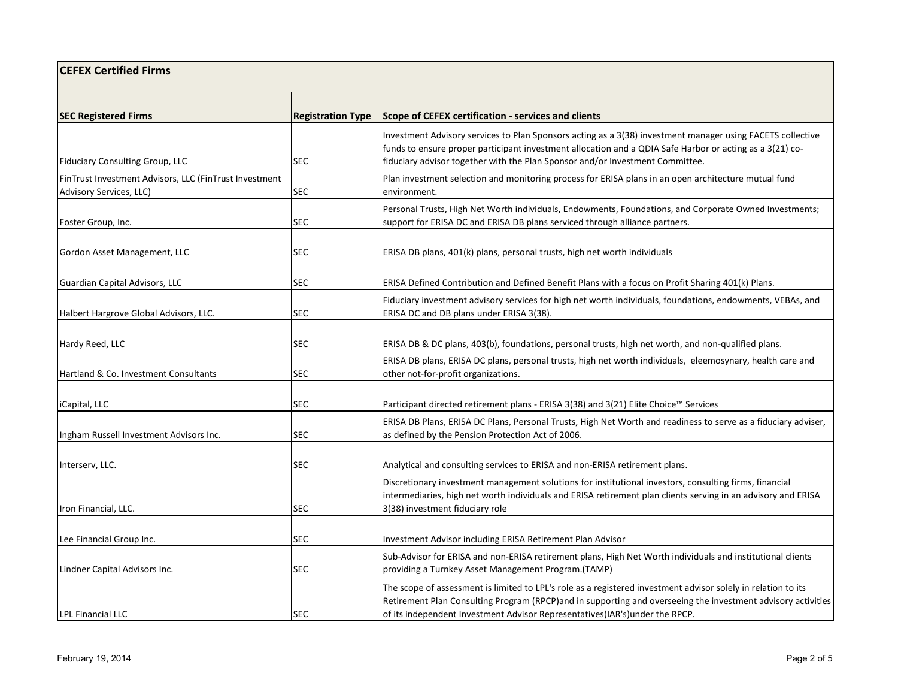| CEFEX Certified Firms | | |
|---|---|---|
| **SEC Registered Firms** | **Registration Type** | **Scope of CEFEX certification - services and clients** |
| Fiduciary Consulting Group, LLC | SEC | Investment Advisory services to Plan Sponsors acting as a 3(38) investment manager using FACETS collective funds to ensure proper participant investment allocation and a QDIA Safe Harbor or acting as a 3(21) co-fiduciary advisor together with the Plan Sponsor and/or Investment Committee. |
| FinTrust Investment Advisors, LLC (FinTrust Investment Advisory Services, LLC) | SEC | Plan investment selection and monitoring process for ERISA plans in an open architecture mutual fund environment. |
| Foster Group, Inc. | SEC | Personal Trusts, High Net Worth individuals, Endowments, Foundations, and Corporate Owned Investments; support for ERISA DC and ERISA DB plans serviced through alliance partners. |
| Gordon Asset Management, LLC | SEC | ERISA DB plans, 401(k) plans, personal trusts, high net worth individuals |
| Guardian Capital Advisors, LLC | SEC | ERISA Defined Contribution and Defined Benefit Plans with a focus on Profit Sharing 401(k) Plans. |
| Halbert Hargrove Global Advisors, LLC. | SEC | Fiduciary investment advisory services for high net worth individuals, foundations, endowments, VEBAs, and ERISA DC and DB plans under ERISA 3(38). |
| Hardy Reed, LLC | SEC | ERISA DB & DC plans, 403(b), foundations, personal trusts, high net worth, and non-qualified plans. |
| Hartland & Co. Investment Consultants | SEC | ERISA DB plans, ERISA DC plans, personal trusts, high net worth individuals, eleemosynary, health care and other not-for-profit organizations. |
| iCapital, LLC | SEC | Participant directed retirement plans - ERISA 3(38) and 3(21) Elite Choice™ Services |
| Ingham Russell Investment Advisors Inc. | SEC | ERISA DB Plans, ERISA DC Plans, Personal Trusts, High Net Worth and readiness to serve as a fiduciary adviser, as defined by the Pension Protection Act of 2006. |
| Interserv, LLC. | SEC | Analytical and consulting services to ERISA and non-ERISA retirement plans. |
| Iron Financial, LLC. | SEC | Discretionary investment management solutions for institutional investors, consulting firms, financial intermediaries, high net worth individuals and ERISA retirement plan clients serving in an advisory and ERISA 3(38) investment fiduciary role |
| Lee Financial Group Inc. | SEC | Investment Advisor including ERISA Retirement Plan Advisor |
| Lindner Capital Advisors Inc. | SEC | Sub-Advisor for ERISA and non-ERISA retirement plans, High Net Worth individuals and institutional clients providing a Turnkey Asset Management Program.(TAMP) |
| LPL Financial LLC | SEC | The scope of assessment is limited to LPL's role as a registered investment advisor solely in relation to its Retirement Plan Consulting Program (RPCP)and in supporting and overseeing the investment advisory activities of its independent Investment Advisor Representatives(IAR's)under the RPCP. |

February 19, 2014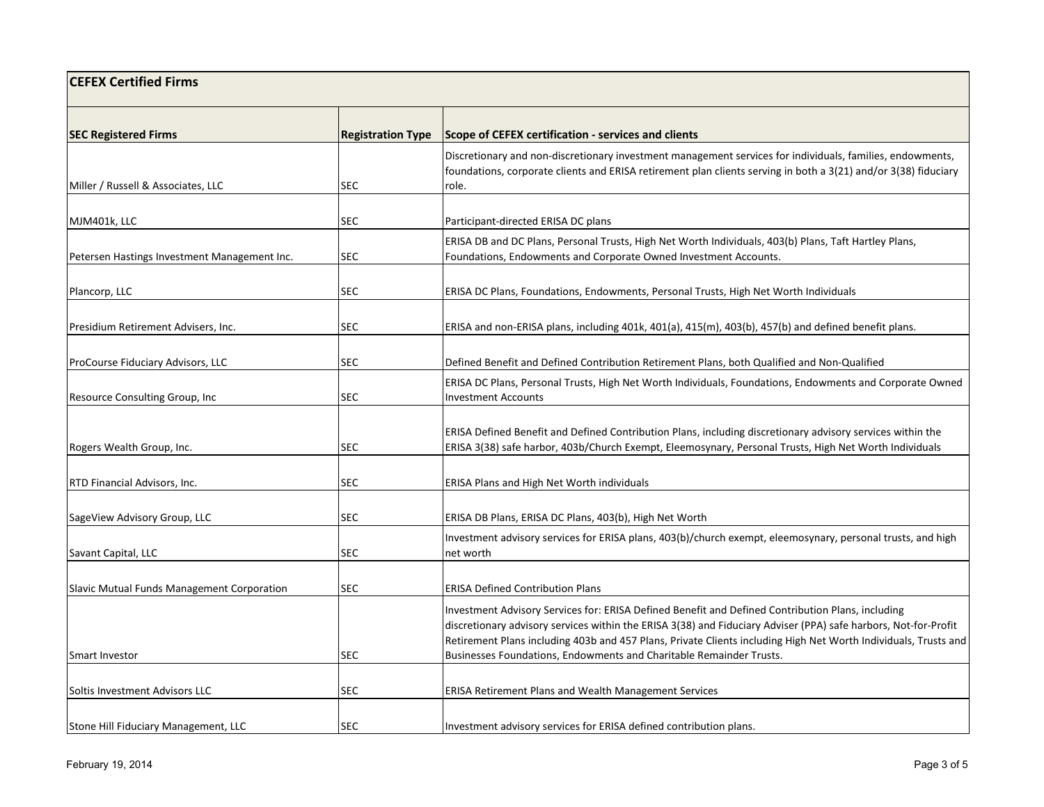| CEFEX Certified Firms | | |
|---|---|---|
| **SEC Registered Firms** | **Registration Type** | **Scope of CEFEX certification - services and clients** |
| Miller / Russell & Associates, LLC | SEC | Discretionary and non-discretionary investment management services for individuals, families, endowments, foundations, corporate clients and ERISA retirement plan clients serving in both a 3(21) and/or 3(38) fiduciary role. |
| MJM401k, LLC | SEC | Participant-directed ERISA DC plans |
| Petersen Hastings Investment Management Inc. | SEC | ERISA DB and DC Plans, Personal Trusts, High Net Worth Individuals, 403(b) Plans, Taft Hartley Plans, Foundations, Endowments and Corporate Owned Investment Accounts. |
| Plancorp, LLC | SEC | ERISA DC Plans, Foundations, Endowments, Personal Trusts, High Net Worth Individuals |
| Presidium Retirement Advisers, Inc. | SEC | ERISA and non-ERISA plans, including 401k, 401(a), 415(m), 403(b), 457(b) and defined benefit plans. |
| ProCourse Fiduciary Advisors, LLC | SEC | Defined Benefit and Defined Contribution Retirement Plans, both Qualified and Non-Qualified |
| Resource Consulting Group, Inc | SEC | ERISA DC Plans, Personal Trusts, High Net Worth Individuals, Foundations, Endowments and Corporate Owned Investment Accounts |
| Rogers Wealth Group, Inc. | SEC | ERISA Defined Benefit and Defined Contribution Plans, including discretionary advisory services within the ERISA 3(38) safe harbor, 403b/Church Exempt, Eleemosynary, Personal Trusts, High Net Worth Individuals |
| RTD Financial Advisors, Inc. | SEC | ERISA Plans and High Net Worth individuals |
| SageView Advisory Group, LLC | SEC | ERISA DB Plans, ERISA DC Plans, 403(b), High Net Worth |
| Savant Capital, LLC | SEC | Investment advisory services for ERISA plans, 403(b)/church exempt, eleemosynary, personal trusts, and high net worth |
| Slavic Mutual Funds Management Corporation | SEC | ERISA Defined Contribution Plans |
| Smart Investor | SEC | Investment Advisory Services for: ERISA Defined Benefit and Defined Contribution Plans, including discretionary advisory services within the ERISA 3(38) and Fiduciary Adviser (PPA) safe harbors, Not-for-Profit Retirement Plans including 403b and 457 Plans, Private Clients including High Net Worth Individuals, Trusts and Businesses Foundations, Endowments and Charitable Remainder Trusts. |
| Soltis Investment Advisors LLC | SEC | ERISA Retirement Plans and Wealth Management Services |
| Stone Hill Fiduciary Management, LLC | SEC | Investment advisory services for ERISA defined contribution plans. |

February 19, 2014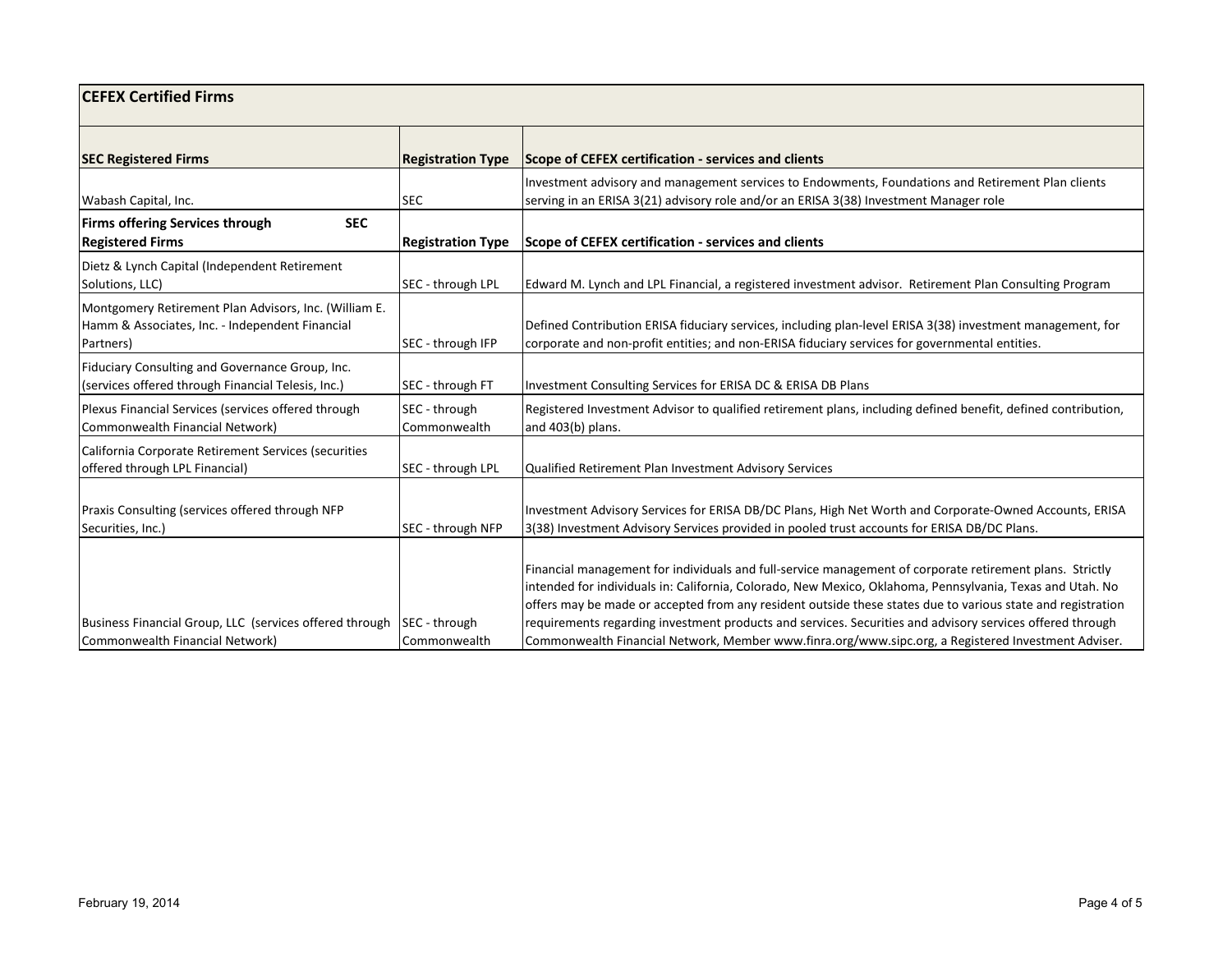## CEFEX Certified Firms

| SEC Registered Firms | Registration Type | Scope of CEFEX certification - services and clients |
|---|---|---|
| Wabash Capital, Inc. | SEC | Investment advisory and management services to Endowments, Foundations and Retirement Plan clients serving in an ERISA 3(21) advisory role and/or an ERISA 3(38) Investment Manager role |
| **Firms offering Services through SEC Registered Firms** | **Registration Type** | **Scope of CEFEX certification - services and clients** |
| Dietz & Lynch Capital (Independent Retirement Solutions, LLC) | SEC - through LPL | Edward M. Lynch and LPL Financial, a registered investment advisor. Retirement Plan Consulting Program |
| Montgomery Retirement Plan Advisors, Inc. (William E. Hamm & Associates, Inc. - Independent Financial Partners) | SEC - through IFP | Defined Contribution ERISA fiduciary services, including plan-level ERISA 3(38) investment management, for corporate and non-profit entities; and non-ERISA fiduciary services for governmental entities. |
| Fiduciary Consulting and Governance Group, Inc. (services offered through Financial Telesis, Inc.) | SEC - through FT | Investment Consulting Services for ERISA DC & ERISA DB Plans |
| Plexus Financial Services (services offered through Commonwealth Financial Network) | SEC - through Commonwealth | Registered Investment Advisor to qualified retirement plans, including defined benefit, defined contribution, and 403(b) plans. |
| California Corporate Retirement Services (securities offered through LPL Financial) | SEC - through LPL | Qualified Retirement Plan Investment Advisory Services |
| Praxis Consulting (services offered through NFP Securities, Inc.) | SEC - through NFP | Investment Advisory Services for ERISA DB/DC Plans, High Net Worth and Corporate-Owned Accounts, ERISA 3(38) Investment Advisory Services provided in pooled trust accounts for ERISA DB/DC Plans. |
| Business Financial Group, LLC (services offered through Commonwealth Financial Network) | SEC - through Commonwealth | Financial management for individuals and full-service management of corporate retirement plans. Strictly intended for individuals in: California, Colorado, New Mexico, Oklahoma, Pennsylvania, Texas and Utah. No offers may be made or accepted from any resident outside these states due to various state and registration requirements regarding investment products and services. Securities and advisory services offered through Commonwealth Financial Network, Member www.finra.org/www.sipc.org, a Registered Investment Adviser. |

February 19, 2014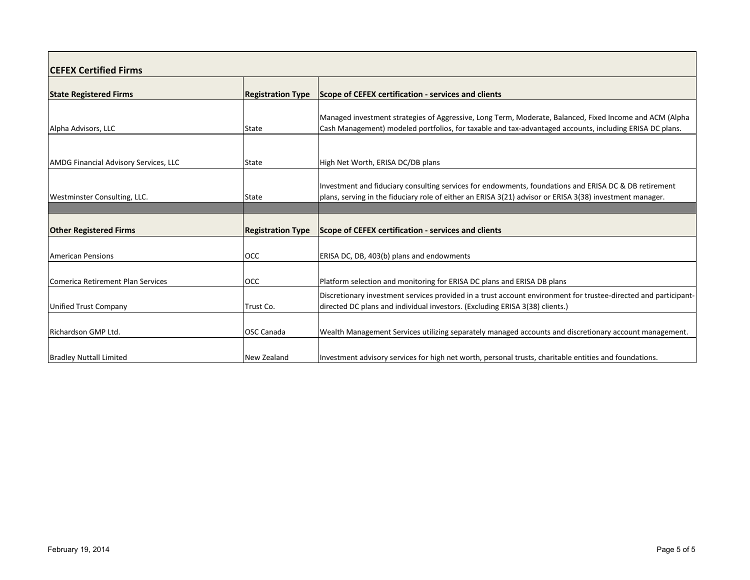## CEFEX Certified Firms

| State Registered Firms | Registration Type | Scope of CEFEX certification - services and clients |
|---|---|---|
| Alpha Advisors, LLC | State | Managed investment strategies of Aggressive, Long Term, Moderate, Balanced, Fixed Income and ACM (Alpha Cash Management) modeled portfolios, for taxable and tax-advantaged accounts, including ERISA DC plans. |
| AMDG Financial Advisory Services, LLC | State | High Net Worth, ERISA DC/DB plans |
| Westminster Consulting, LLC. | State | Investment and fiduciary consulting services for endowments, foundations and ERISA DC & DB retirement plans, serving in the fiduciary role of either an ERISA 3(21) advisor or ERISA 3(38) investment manager. |

| Other Registered Firms | Registration Type | Scope of CEFEX certification - services and clients |
|---|---|---|
| American Pensions | OCC | ERISA DC, DB, 403(b) plans and endowments |
| Comerica Retirement Plan Services | OCC | Platform selection and monitoring for ERISA DC plans and ERISA DB plans |
| Unified Trust Company | Trust Co. | Discretionary investment services provided in a trust account environment for trustee-directed and participant-directed DC plans and individual investors. (Excluding ERISA 3(38) clients.) |
| Richardson GMP Ltd. | OSC Canada | Wealth Management Services utilizing separately managed accounts and discretionary account management. |
| Bradley Nuttall Limited | New Zealand | Investment advisory services for high net worth, personal trusts, charitable entities and foundations. |

February 19, 2014